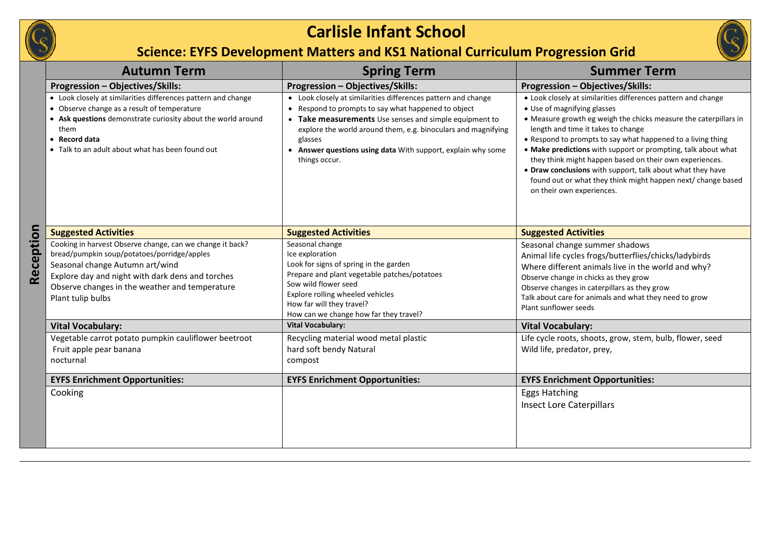# Carlisle Infant School

## Science: EYFS Development Matters and KS1 National Curriculum Progression Grid

### Reception

| | Autumn Term | Spring Term | Summer Term |
|---|---|---|---|
| **Progression – Objectives/Skills:** | • Look closely at similarities differences pattern and change<br>• Observe change as a result of temperature<br>• **Ask questions** demonstrate curiosity about the world around them<br>• **Record data**<br>• Talk to an adult about what has been found out | • Look closely at similarities differences pattern and change<br>• Respond to prompts to say what happened to object<br>• **Take measurements** Use senses and simple equipment to explore the world around them, e.g. binoculars and magnifying glasses<br>• **Answer questions using data** With support, explain why some things occur. | • Look closely at similarities differences pattern and change<br>• Use of magnifying glasses<br>• Measure growth eg weigh the chicks measure the caterpillars in length and time it takes to change<br>• Respond to prompts to say what happened to a living thing<br>• **Make predictions** with support or prompting, talk about what they think might happen based on their own experiences.<br>• **Draw conclusions** with support, talk about what they have found out or what they think might happen next/ change based on their own experiences. |
| **Suggested Activities** | Cooking in harvest Observe change, can we change it back? bread/pumpkin soup/potatoes/porridge/apples<br>Seasonal change Autumn art/wind<br>Explore day and night with dark dens and torches<br>Observe changes in the weather and temperature<br>Plant tulip bulbs | Seasonal change<br>Ice exploration<br>Look for signs of spring in the garden<br>Prepare and plant vegetable patches/potatoes<br>Sow wild flower seed<br>Explore rolling wheeled vehicles<br>How far will they travel?<br>How can we change how far they travel? | Seasonal change summer shadows<br>Animal life cycles frogs/butterflies/chicks/ladybirds<br>Where different animals live in the world and why?<br>Observe change in chicks as they grow<br>Observe changes in caterpillars as they grow<br>Talk about care for animals and what they need to grow<br>Plant sunflower seeds |
| **Vital Vocabulary:** | Vegetable carrot potato pumpkin cauliflower beetroot<br>Fruit apple pear banana<br>nocturnal | Recycling material wood metal plastic<br>hard soft bendy Natural<br>compost | Life cycle roots, shoots, grow, stem, bulb, flower, seed<br>Wild life, predator, prey, |
| **EYFS Enrichment Opportunities:** | Cooking | | Eggs Hatching<br>Insect Lore Caterpillars |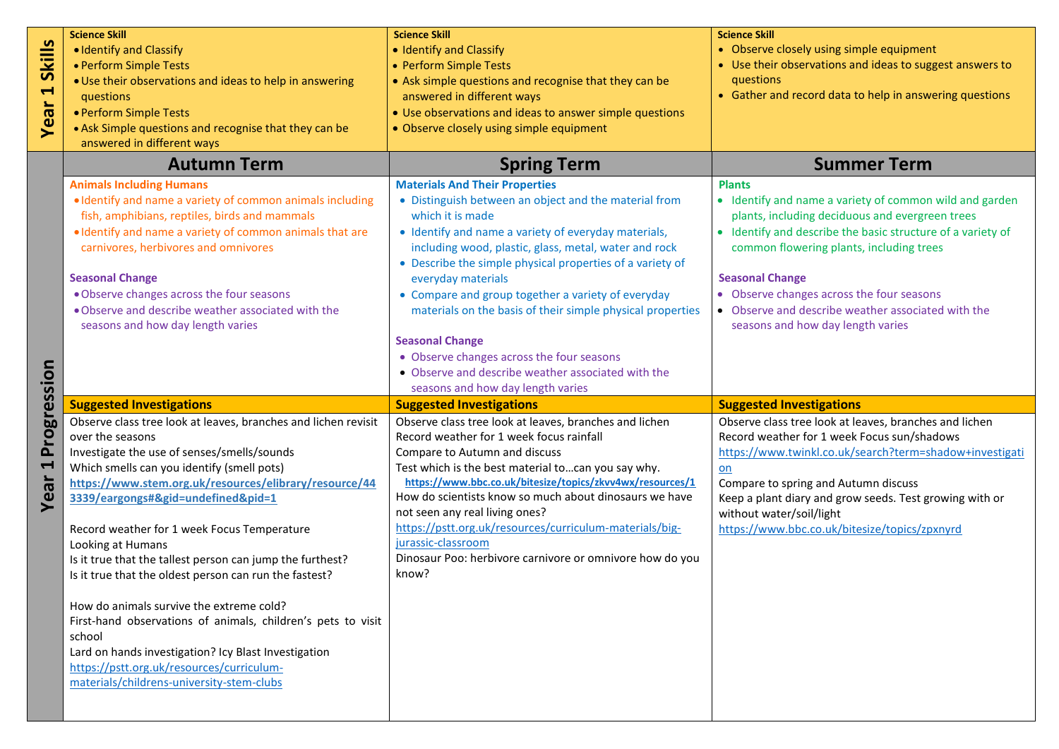| | Autumn Term | Spring Term | Summer Term |
|---|---|---|---|
| **Year 1 Skills** | **Science Skill**<br>• Identify and Classify<br>• Perform Simple Tests<br>• Use their observations and ideas to help in answering questions<br>• Perform Simple Tests<br>• Ask Simple questions and recognise that they can be answered in different ways | **Science Skill**<br>• Identify and Classify<br>• Perform Simple Tests<br>• Ask simple questions and recognise that they can be answered in different ways<br>• Use observations and ideas to answer simple questions<br>• Observe closely using simple equipment | **Science Skill**<br>• Observe closely using simple equipment<br>• Use their observations and ideas to suggest answers to questions<br>• Gather and record data to help in answering questions |
| **Year 1 Progression** | **Animals Including Humans**<br>• Identify and name a variety of common animals including fish, amphibians, reptiles, birds and mammals<br>• Identify and name a variety of common animals that are carnivores, herbivores and omnivores<br><br>**Seasonal Change**<br>• Observe changes across the four seasons<br>• Observe and describe weather associated with the seasons and how day length varies | **Materials And Their Properties**<br>• Distinguish between an object and the material from which it is made<br>• Identify and name a variety of everyday materials, including wood, plastic, glass, metal, water and rock<br>• Describe the simple physical properties of a variety of everyday materials<br>• Compare and group together a variety of everyday materials on the basis of their simple physical properties<br><br>**Seasonal Change**<br>• Observe changes across the four seasons<br>• Observe and describe weather associated with the seasons and how day length varies | **Plants**<br>• Identify and name a variety of common wild and garden plants, including deciduous and evergreen trees<br>• Identify and describe the basic structure of a variety of common flowering plants, including trees<br><br>**Seasonal Change**<br>• Observe changes across the four seasons<br>• Observe and describe weather associated with the seasons and how day length varies |
| | **Suggested Investigations** | **Suggested Investigations** | **Suggested Investigations** |
| | Observe class tree look at leaves, branches and lichen revisit over the seasons<br>Investigate the use of senses/smells/sounds<br>Which smells can you identify (smell pots)<br>**https://www.stem.org.uk/resources/elibrary/resource/443339/eargongs#&gid=undefined&pid=1**<br><br>Record weather for 1 week Focus Temperature<br>Looking at Humans<br>Is it true that the tallest person can jump the furthest?<br>Is it true that the oldest person can run the fastest?<br><br>How do animals survive the extreme cold?<br>First-hand observations of animals, children's pets to visit school<br>Lard on hands investigation? Icy Blast Investigation<br>https://pstt.org.uk/resources/curriculum-materials/childrens-university-stem-clubs | Observe class tree look at leaves, branches and lichen<br>Record weather for 1 week focus rainfall<br>Compare to Autumn and discuss<br>Test which is the best material to…can you say why.<br>**https://www.bbc.co.uk/bitesize/topics/zkvv4wx/resources/1**<br>How do scientists know so much about dinosaurs we have not seen any real living ones?<br>https://pstt.org.uk/resources/curriculum-materials/big-jurassic-classroom<br>Dinosaur Poo: herbivore carnivore or omnivore how do you know? | Observe class tree look at leaves, branches and lichen<br>Record weather for 1 week Focus sun/shadows<br>https://www.twinkl.co.uk/search?term=shadow+investigation<br>Compare to spring and Autumn discuss<br>Keep a plant diary and grow seeds. Test growing with or without water/soil/light<br>https://www.bbc.co.uk/bitesize/topics/zpxnyrd |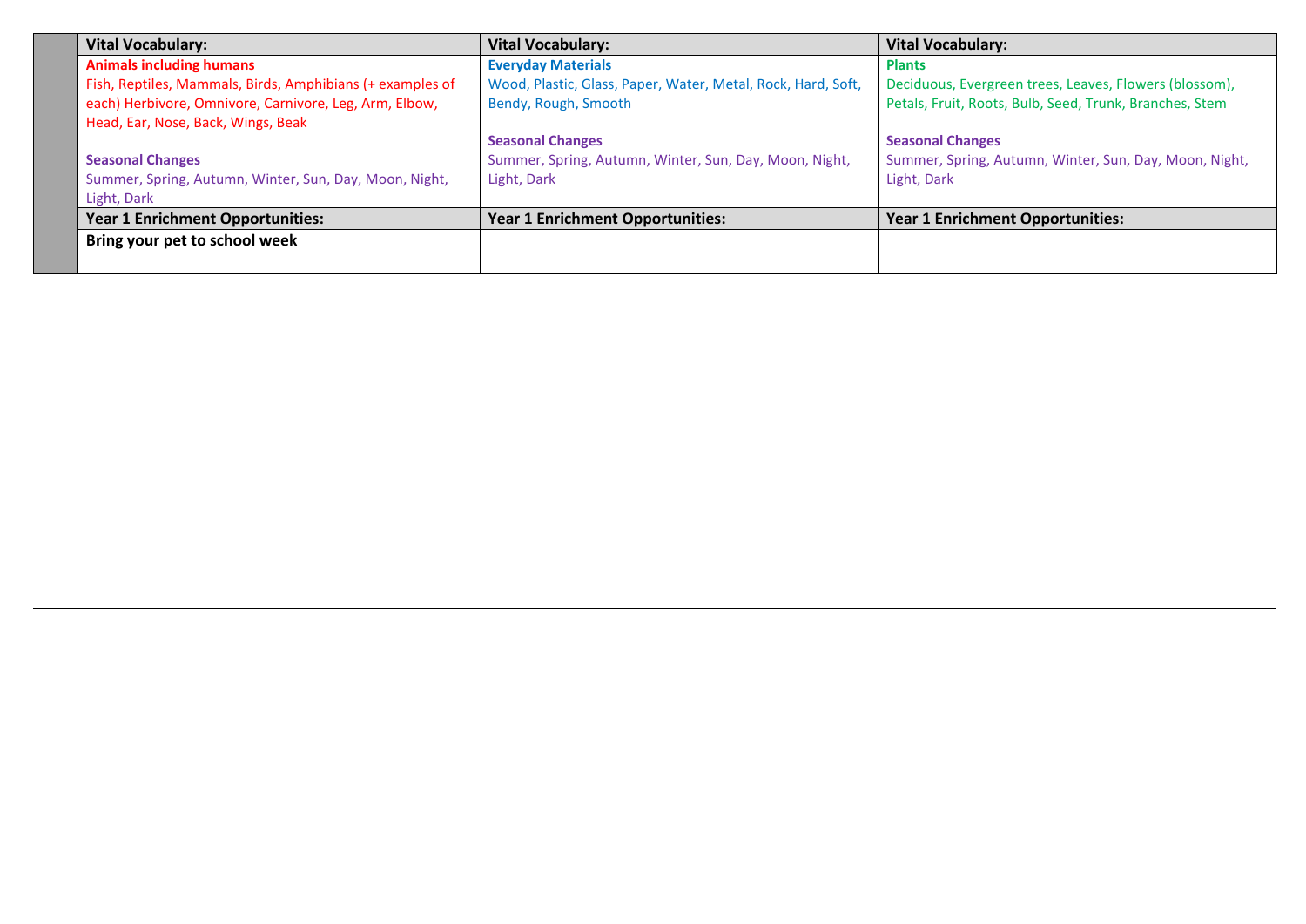| Vital Vocabulary: | Vital Vocabulary: | Vital Vocabulary: |
|---|---|---|
| **Animals including humans**<br>Fish, Reptiles, Mammals, Birds, Amphibians (+ examples of each) Herbivore, Omnivore, Carnivore, Leg, Arm, Elbow, Head, Ear, Nose, Back, Wings, Beak<br><br>**Seasonal Changes**<br>Summer, Spring, Autumn, Winter, Sun, Day, Moon, Night, Light, Dark | **Everyday Materials**<br>Wood, Plastic, Glass, Paper, Water, Metal, Rock, Hard, Soft, Bendy, Rough, Smooth<br><br>**Seasonal Changes**<br>Summer, Spring, Autumn, Winter, Sun, Day, Moon, Night, Light, Dark | **Plants**<br>Deciduous, Evergreen trees, Leaves, Flowers (blossom), Petals, Fruit, Roots, Bulb, Seed, Trunk, Branches, Stem<br><br>**Seasonal Changes**<br>Summer, Spring, Autumn, Winter, Sun, Day, Moon, Night, Light, Dark |
| **Year 1 Enrichment Opportunities:** | **Year 1 Enrichment Opportunities:** | **Year 1 Enrichment Opportunities:** |
| **Bring your pet to school week** | | |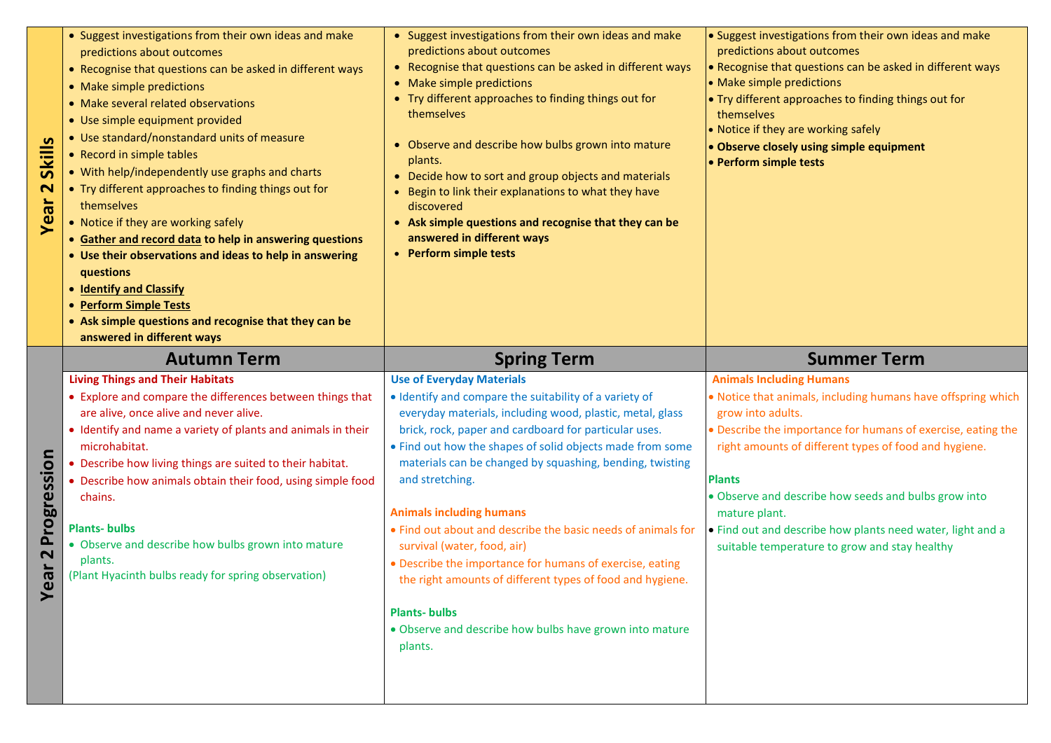| | Autumn Term | Spring Term | Summer Term |
|---|---|---|---|
| **Year 2 Skills** | • Suggest investigations from their own ideas and make predictions about outcomes<br>• Recognise that questions can be asked in different ways<br>• Make simple predictions<br>• Make several related observations<br>• Use simple equipment provided<br>• Use standard/nonstandard units of measure<br>• Record in simple tables<br>• With help/independently use graphs and charts<br>• Try different approaches to finding things out for themselves<br>• Notice if they are working safely<br>• **Gather and record data to help in answering questions**<br>• **Use their observations and ideas to help in answering questions**<br>• **Identify and Classify**<br>• **Perform Simple Tests**<br>• **Ask simple questions and recognise that they can be answered in different ways** | • Suggest investigations from their own ideas and make predictions about outcomes<br>• Recognise that questions can be asked in different ways<br>• Make simple predictions<br>• Try different approaches to finding things out for themselves<br>• Observe and describe how bulbs grown into mature plants.<br>• Decide how to sort and group objects and materials<br>• Begin to link their explanations to what they have discovered<br>• **Ask simple questions and recognise that they can be answered in different ways**<br>• **Perform simple tests** | • Suggest investigations from their own ideas and make predictions about outcomes<br>• Recognise that questions can be asked in different ways<br>• Make simple predictions<br>• Try different approaches to finding things out for themselves<br>• Notice if they are working safely<br>• **Observe closely using simple equipment**<br>• **Perform simple tests** |
| **Year 2 Progression** | **Living Things and Their Habitats**<br>• Explore and compare the differences between things that are alive, once alive and never alive.<br>• Identify and name a variety of plants and animals in their microhabitat.<br>• Describe how living things are suited to their habitat.<br>• Describe how animals obtain their food, using simple food chains.<br><br>**Plants- bulbs**<br>• Observe and describe how bulbs grown into mature plants.<br>(Plant Hyacinth bulbs ready for spring observation) | **Use of Everyday Materials**<br>• Identify and compare the suitability of a variety of everyday materials, including wood, plastic, metal, glass brick, rock, paper and cardboard for particular uses.<br>• Find out how the shapes of solid objects made from some materials can be changed by squashing, bending, twisting and stretching.<br><br>**Animals including humans**<br>• Find out about and describe the basic needs of animals for survival (water, food, air)<br>• Describe the importance for humans of exercise, eating the right amounts of different types of food and hygiene.<br><br>**Plants- bulbs**<br>• Observe and describe how bulbs have grown into mature plants. | **Animals Including Humans**<br>• Notice that animals, including humans have offspring which grow into adults.<br>• Describe the importance for humans of exercise, eating the right amounts of different types of food and hygiene.<br><br>**Plants**<br>• Observe and describe how seeds and bulbs grow into mature plant.<br>• Find out and describe how plants need water, light and a suitable temperature to grow and stay healthy |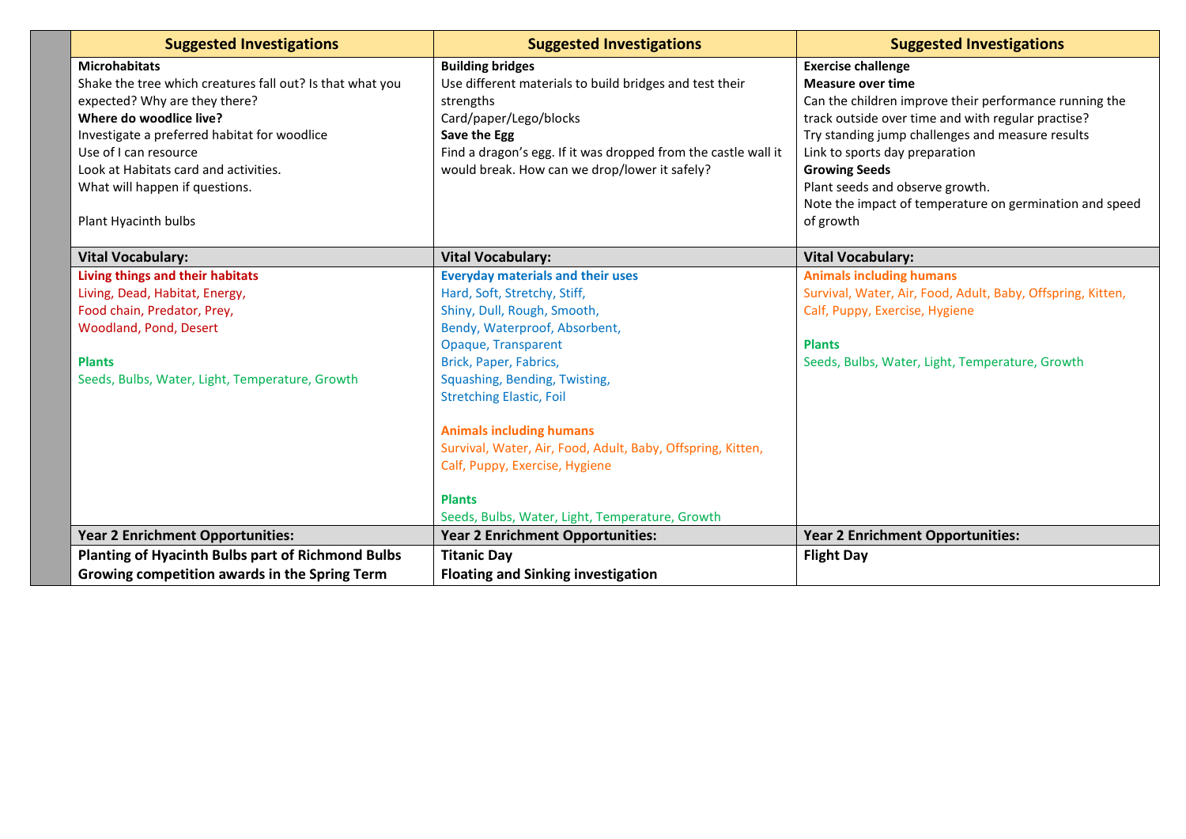| | Suggested Investigations | Suggested Investigations | Suggested Investigations |
|---|---|---|---|
| | **Microhabitats**<br>Shake the tree which creatures fall out? Is that what you expected? Why are they there?<br>**Where do woodlice live?**<br>Investigate a preferred habitat for woodlice<br>Use of I can resource<br>Look at Habitats card and activities.<br>What will happen if questions.<br><br>Plant Hyacinth bulbs | **Building bridges**<br>Use different materials to build bridges and test their strengths<br>Card/paper/Lego/blocks<br>**Save the Egg**<br>Find a dragon's egg. If it was dropped from the castle wall it would break. How can we drop/lower it safely? | **Exercise challenge**<br>**Measure over time**<br>Can the children improve their performance running the track outside over time and with regular practise?<br>Try standing jump challenges and measure results<br>Link to sports day preparation<br>**Growing Seeds**<br>Plant seeds and observe growth.<br>Note the impact of temperature on germination and speed of growth |
| | **Vital Vocabulary:** | **Vital Vocabulary:** | **Vital Vocabulary:** |
| | **Living things and their habitats**<br>Living, Dead, Habitat, Energy,<br>Food chain, Predator, Prey,<br>Woodland, Pond, Desert<br><br>**Plants**<br>Seeds, Bulbs, Water, Light, Temperature, Growth | **Everyday materials and their uses**<br>Hard, Soft, Stretchy, Stiff,<br>Shiny, Dull, Rough, Smooth,<br>Bendy, Waterproof, Absorbent,<br>Opaque, Transparent<br>Brick, Paper, Fabrics,<br>Squashing, Bending, Twisting,<br>Stretching Elastic, Foil<br><br>**Animals including humans**<br>Survival, Water, Air, Food, Adult, Baby, Offspring, Kitten, Calf, Puppy, Exercise, Hygiene<br><br>**Plants**<br>Seeds, Bulbs, Water, Light, Temperature, Growth | **Animals including humans**<br>Survival, Water, Air, Food, Adult, Baby, Offspring, Kitten, Calf, Puppy, Exercise, Hygiene<br><br>**Plants**<br>Seeds, Bulbs, Water, Light, Temperature, Growth |
| | **Year 2 Enrichment Opportunities:** | **Year 2 Enrichment Opportunities:** | **Year 2 Enrichment Opportunities:** |
| | **Planting of Hyacinth Bulbs part of Richmond Bulbs Growing competition awards in the Spring Term** | **Titanic Day**<br>**Floating and Sinking investigation** | **Flight Day** |